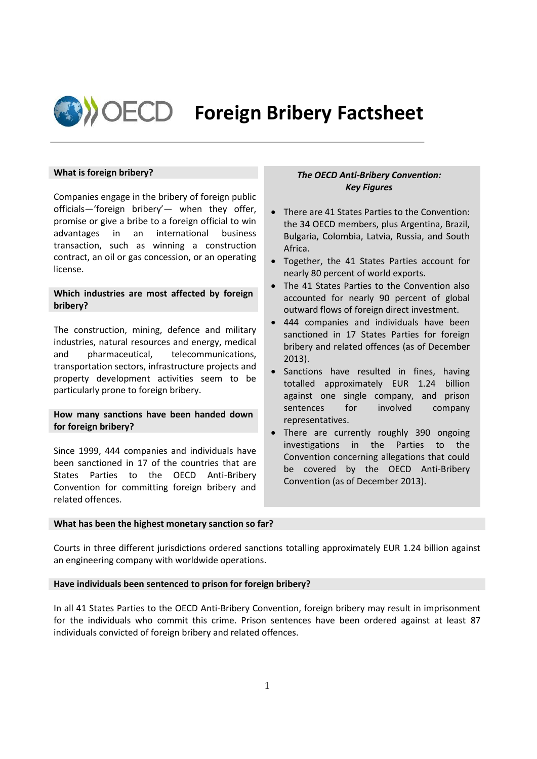# Foreign Bribery Factsheet

## What is foreign bribery?

Companies engage in the bribery of foreign public officials—'foreign bribery'— when they offer, promise or give a bribe to a foreign official to win advantages in an international business transaction, such as winning a construction contract, an oil or gas concession, or an operating license.

## Which industries are most affected by foreign bribery?

The construction, mining, defence and military industries, natural resources and energy, medical and pharmaceutical, telecommunications, transportation sectors, infrastructure projects and property development activities seem to be particularly prone to foreign bribery.

## How many sanctions have been handed down for foreign bribery?

Since 1999, 444 companies and individuals have been sanctioned in 17 of the countries that are States Parties to the OECD Anti-Bribery Convention for committing foreign bribery and related offences.

## *The OECD Anti-Bribery Convention: Key Figures*

- There are 41 States Parties to the Convention: the 34 OECD members, plus Argentina, Brazil, Bulgaria, Colombia, Latvia, Russia, and South Africa.
- Together, the 41 States Parties account for nearly 80 percent of world exports.
- The 41 States Parties to the Convention also accounted for nearly 90 percent of global outward flows of foreign direct investment.
- 444 companies and individuals have been sanctioned in 17 States Parties for foreign bribery and related offences (as of December 2013).
- Sanctions have resulted in fines, having totalled approximately EUR 1.24 billion against one single company, and prison sentences for involved company representatives.
- There are currently roughly 390 ongoing investigations in the Parties to the Convention concerning allegations that could be covered by the OECD Anti-Bribery Convention (as of December 2013).

## What has been the highest monetary sanction so far?

Courts in three different jurisdictions ordered sanctions totalling approximately EUR 1.24 billion against an engineering company with worldwide operations.

## Have individuals been sentenced to prison for foreign bribery?

In all 41 States Parties to the OECD Anti-Bribery Convention, foreign bribery may result in imprisonment for the individuals who commit this crime. Prison sentences have been ordered against at least 87 individuals convicted of foreign bribery and related offences.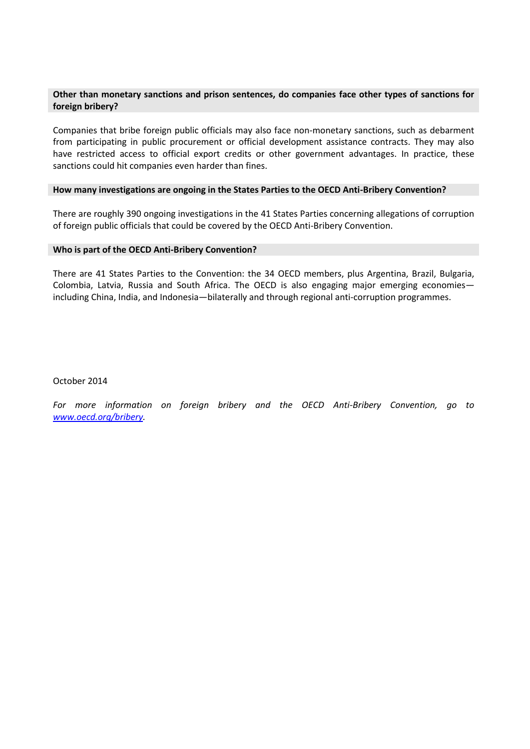**Other than monetary sanctions and prison sentences, do companies face other types of sanctions for foreign bribery?**

Companies that bribe foreign public officials may also face non-monetary sanctions, such as debarment from participating in public procurement or official development assistance contracts. They may also have restricted access to official export credits or other government advantages. In practice, these sanctions could hit companies even harder than fines.

**How many investigations are ongoing in the States Parties to the OECD Anti-Bribery Convention?**

There are roughly 390 ongoing investigations in the 41 States Parties concerning allegations of corruption of foreign public officials that could be covered by the OECD Anti-Bribery Convention.

**Who is part of the OECD Anti-Bribery Convention?**

There are 41 States Parties to the Convention: the 34 OECD members, plus Argentina, Brazil, Bulgaria, Colombia, Latvia, Russia and South Africa. The OECD is also engaging major emerging economies—including China, India, and Indonesia—bilaterally and through regional anti-corruption programmes.

October 2014

*For more information on foreign bribery and the OECD Anti-Bribery Convention, go to [www.oecd.org/bribery](www.oecd.org/bribery).*